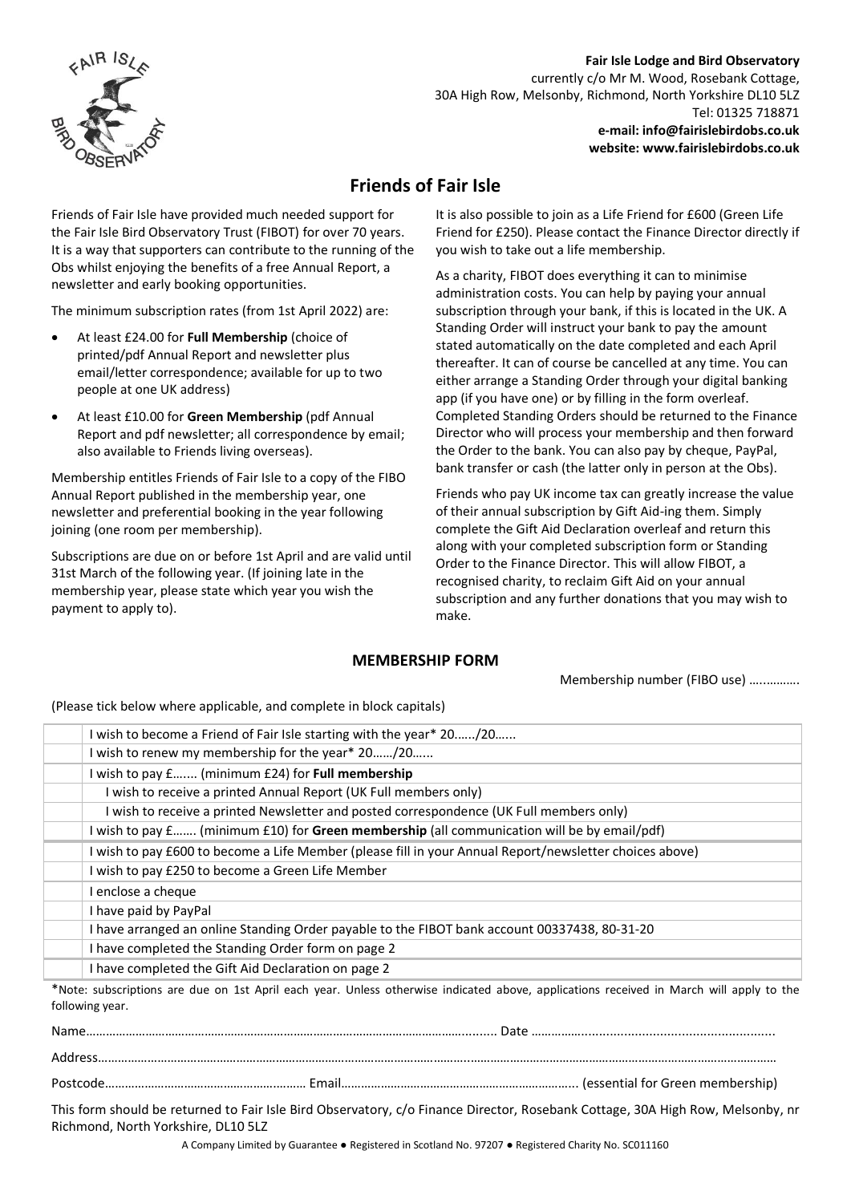**Fair Isle Lodge and Bird Observatory**
currently c/o Mr M. Wood, Rosebank Cottage,
30A High Row, Melsonby, Richmond, North Yorkshire DL10 5LZ
Tel: 01325 718871
**e-mail: info@fairislebirdobs.co.uk**
**website: www.fairislebirdobs.co.uk**

# Friends of Fair Isle

Friends of Fair Isle have provided much needed support for the Fair Isle Bird Observatory Trust (FIBOT) for over 70 years. It is a way that supporters can contribute to the running of the Obs whilst enjoying the benefits of a free Annual Report, a newsletter and early booking opportunities.

The minimum subscription rates (from 1st April 2022) are:

- At least £24.00 for **Full Membership** (choice of printed/pdf Annual Report and newsletter plus email/letter correspondence; available for up to two people at one UK address)
- At least £10.00 for **Green Membership** (pdf Annual Report and pdf newsletter; all correspondence by email; also available to Friends living overseas).

Membership entitles Friends of Fair Isle to a copy of the FIBO Annual Report published in the membership year, one newsletter and preferential booking in the year following joining (one room per membership).

Subscriptions are due on or before 1st April and are valid until 31st March of the following year. (If joining late in the membership year, please state which year you wish the payment to apply to).

It is also possible to join as a Life Friend for £600 (Green Life Friend for £250). Please contact the Finance Director directly if you wish to take out a life membership.

As a charity, FIBOT does everything it can to minimise administration costs. You can help by paying your annual subscription through your bank, if this is located in the UK. A Standing Order will instruct your bank to pay the amount stated automatically on the date completed and each April thereafter. It can of course be cancelled at any time. You can either arrange a Standing Order through your digital banking app (if you have one) or by filling in the form overleaf. Completed Standing Orders should be returned to the Finance Director who will process your membership and then forward the Order to the bank. You can also pay by cheque, PayPal, bank transfer or cash (the latter only in person at the Obs).

Friends who pay UK income tax can greatly increase the value of their annual subscription by Gift Aid-ing them. Simply complete the Gift Aid Declaration overleaf and return this along with your completed subscription form or Standing Order to the Finance Director. This will allow FIBOT, a recognised charity, to reclaim Gift Aid on your annual subscription and any further donations that you may wish to make.

## MEMBERSHIP FORM

Membership number (FIBO use) ….……….

(Please tick below where applicable, and complete in block capitals)

| | |
|---|---|
| | I wish to become a Friend of Fair Isle starting with the year* 20……/20…... |
| | I wish to renew my membership for the year* 20……/20…... |
| | I wish to pay £…… (minimum £24) for **Full membership** |
| | I wish to receive a printed Annual Report (UK Full members only) |
| | I wish to receive a printed Newsletter and posted correspondence (UK Full members only) |
| | I wish to pay £……. (minimum £10) for **Green membership** (all communication will be by email/pdf) |
| | I wish to pay £600 to become a Life Member (please fill in your Annual Report/newsletter choices above) |
| | I wish to pay £250 to become a Green Life Member |
| | I enclose a cheque |
| | I have paid by PayPal |
| | I have arranged an online Standing Order payable to the FIBOT bank account 00337438, 80-31-20 |
| | I have completed the Standing Order form on page 2 |
| | I have completed the Gift Aid Declaration on page 2 |

*Note: subscriptions are due on 1st April each year. Unless otherwise indicated above, applications received in March will apply to the following year.

Name………………………………………………………………………………………………….......... Date ……………......................................................

Address…………………………………………………………………………………………………………………………………………………………………………

Postcode…………………………………………….……… Email……………………………………………………………... (essential for Green membership)

This form should be returned to Fair Isle Bird Observatory, c/o Finance Director, Rosebank Cottage, 30A High Row, Melsonby, nr Richmond, North Yorkshire, DL10 5LZ

A Company Limited by Guarantee ● Registered in Scotland No. 97207 ● Registered Charity No. SC011160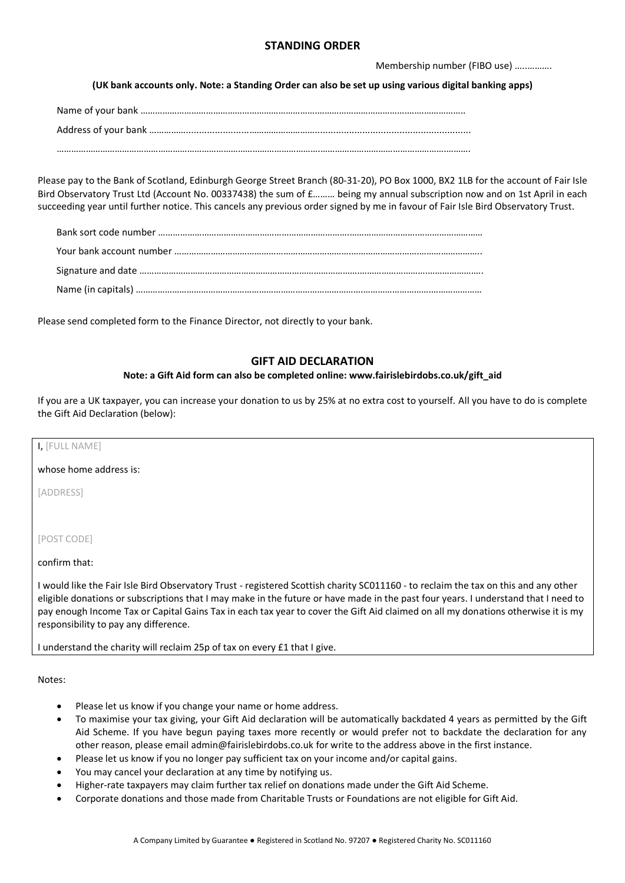## STANDING ORDER

Membership number (FIBO use) ….……….

**(UK bank accounts only. Note: a Standing Order can also be set up using various digital banking apps)**

Name of your bank ………………………………………………………………………………………………………………..

Address of your bank ……………...........................……………………………........................................................

………………………………………………………………………………………………………………………………………………….

Please pay to the Bank of Scotland, Edinburgh George Street Branch (80-31-20), PO Box 1000, BX2 1LB for the account of Fair Isle Bird Observatory Trust Ltd (Account No. 00337438) the sum of £……… being my annual subscription now and on 1st April in each succeeding year until further notice. This cancels any previous order signed by me in favour of Fair Isle Bird Observatory Trust.

Bank sort code number ……………………………………………………………………………………………………………

Your bank account number ………………………………………………………………………………………………………..

Signature and date ………………………………………………………………………………………………………………….

Name (in capitals) …………………………………………………………………………………………………………………

Please send completed form to the Finance Director, not directly to your bank.

## GIFT AID DECLARATION

**Note: a Gift Aid form can also be completed online: www.fairislebirdobs.co.uk/gift_aid**

If you are a UK taxpayer, you can increase your donation to us by 25% at no extra cost to yourself. All you have to do is complete the Gift Aid Declaration (below):

I, [FULL NAME]

whose home address is:

[ADDRESS]

[POST CODE]

confirm that:

I would like the Fair Isle Bird Observatory Trust - registered Scottish charity SC011160 - to reclaim the tax on this and any other eligible donations or subscriptions that I may make in the future or have made in the past four years. I understand that I need to pay enough Income Tax or Capital Gains Tax in each tax year to cover the Gift Aid claimed on all my donations otherwise it is my responsibility to pay any difference.

I understand the charity will reclaim 25p of tax on every £1 that I give.

Notes:

- Please let us know if you change your name or home address.
- To maximise your tax giving, your Gift Aid declaration will be automatically backdated 4 years as permitted by the Gift Aid Scheme. If you have begun paying taxes more recently or would prefer not to backdate the declaration for any other reason, please email admin@fairislebirdobs.co.uk for write to the address above in the first instance.
- Please let us know if you no longer pay sufficient tax on your income and/or capital gains.
- You may cancel your declaration at any time by notifying us.
- Higher-rate taxpayers may claim further tax relief on donations made under the Gift Aid Scheme.
- Corporate donations and those made from Charitable Trusts or Foundations are not eligible for Gift Aid.

A Company Limited by Guarantee ● Registered in Scotland No. 97207 ● Registered Charity No. SC011160